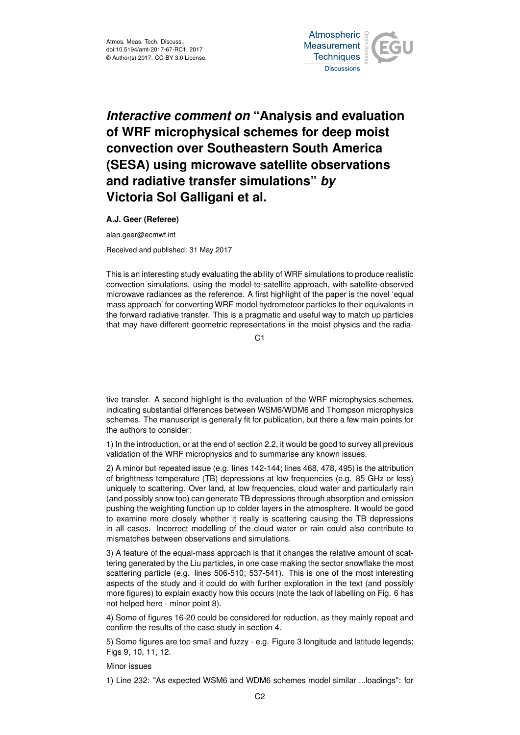# *Interactive comment on* "Analysis and evaluation of WRF microphysical schemes for deep moist convection over Southeastern South America (SESA) using microwave satellite observations and radiative transfer simulations" *by* Victoria Sol Galligani et al.

**A.J. Geer (Referee)**

alan.geer@ecmwf.int

Received and published: 31 May 2017

This is an interesting study evaluating the ability of WRF simulations to produce realistic convection simulations, using the model-to-satellite approach, with satellite-observed microwave radiances as the reference. A first highlight of the paper is the novel 'equal mass approach' for converting WRF model hydrometeor particles to their equivalents in the forward radiative transfer. This is a pragmatic and useful way to match up particles that may have different geometric representations in the moist physics and the radiative transfer. A second highlight is the evaluation of the WRF microphysics schemes, indicating substantial differences between WSM6/WDM6 and Thompson microphysics schemes. The manuscript is generally fit for publication, but there a few main points for the authors to consider:

1) In the introduction, or at the end of section 2.2, it would be good to survey all previous validation of the WRF microphysics and to summarise any known issues.

2) A minor but repeated issue (e.g. lines 142-144; lines 468, 478, 495) is the attribution of brightness temperature (TB) depressions at low frequencies (e.g. 85 GHz or less) uniquely to scattering. Over land, at low frequencies, cloud water and particularly rain (and possibly snow too) can generate TB depressions through absorption and emission pushing the weighting function up to colder layers in the atmosphere. It would be good to examine more closely whether it really is scattering causing the TB depressions in all cases. Incorrect modelling of the cloud water or rain could also contribute to mismatches between observations and simulations.

3) A feature of the equal-mass approach is that it changes the relative amount of scattering generated by the Liu particles, in one case making the sector snowflake the most scattering particle (e.g. lines 506-510; 537-541). This is one of the most interesting aspects of the study and it could do with further exploration in the text (and possibly more figures) to explain exactly how this occurs (note the lack of labelling on Fig. 6 has not helped here - minor point 8).

4) Some of figures 16-20 could be considered for reduction, as they mainly repeat and confirm the results of the case study in section 4.

5) Some figures are too small and fuzzy - e.g. Figure 3 longitude and latitude legends; Figs 9, 10, 11, 12.

Minor issues

1) Line 232: "As expected WSM6 and WDM6 schemes model similar ...loadings": for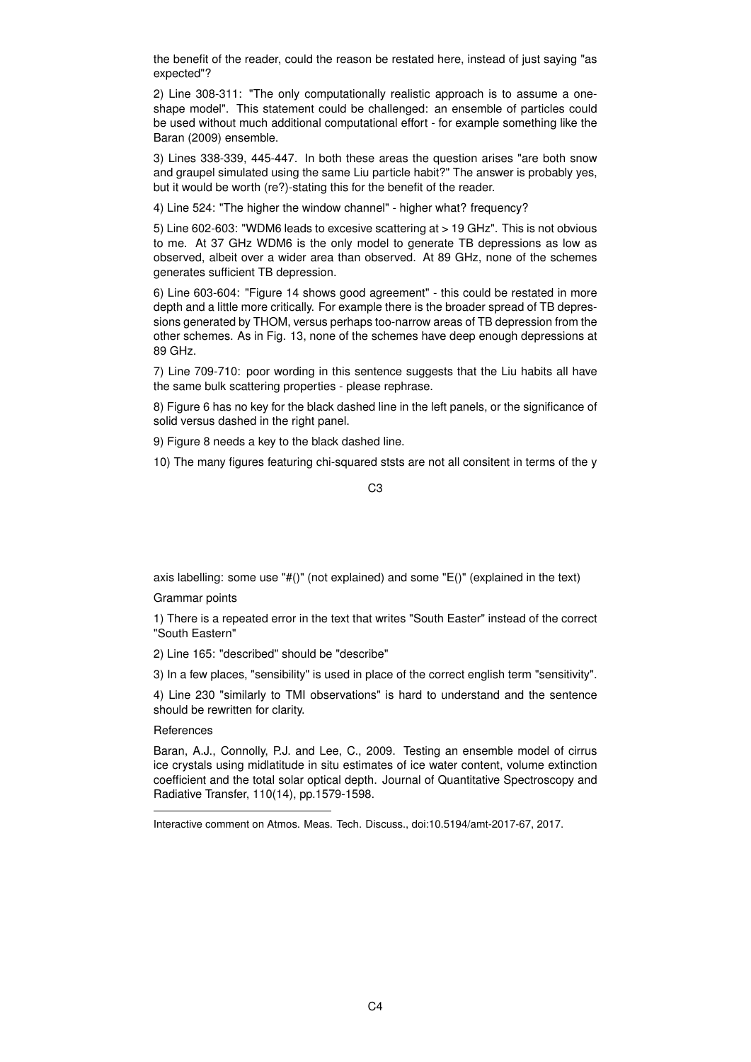the benefit of the reader, could the reason be restated here, instead of just saying "as expected"?

2) Line 308-311: "The only computationally realistic approach is to assume a one-shape model". This statement could be challenged: an ensemble of particles could be used without much additional computational effort - for example something like the Baran (2009) ensemble.

3) Lines 338-339, 445-447. In both these areas the question arises "are both snow and graupel simulated using the same Liu particle habit?" The answer is probably yes, but it would be worth (re?)-stating this for the benefit of the reader.

4) Line 524: "The higher the window channel" - higher what? frequency?

5) Line 602-603: "WDM6 leads to excesive scattering at > 19 GHz". This is not obvious to me. At 37 GHz WDM6 is the only model to generate TB depressions as low as observed, albeit over a wider area than observed. At 89 GHz, none of the schemes generates sufficient TB depression.

6) Line 603-604: "Figure 14 shows good agreement" - this could be restated in more depth and a little more critically. For example there is the broader spread of TB depressions generated by THOM, versus perhaps too-narrow areas of TB depression from the other schemes. As in Fig. 13, none of the schemes have deep enough depressions at 89 GHz.

7) Line 709-710: poor wording in this sentence suggests that the Liu habits all have the same bulk scattering properties - please rephrase.

8) Figure 6 has no key for the black dashed line in the left panels, or the significance of solid versus dashed in the right panel.

9) Figure 8 needs a key to the black dashed line.

10) The many figures featuring chi-squared ststs are not all consitent in terms of the y axis labelling: some use "#()" (not explained) and some "E()" (explained in the text)

Grammar points

1) There is a repeated error in the text that writes "South Easter" instead of the correct "South Eastern"

2) Line 165: "described" should be "describe"

3) In a few places, "sensibility" is used in place of the correct english term "sensitivity".

4) Line 230 "similarly to TMI observations" is hard to understand and the sentence should be rewritten for clarity.

References

Baran, A.J., Connolly, P.J. and Lee, C., 2009. Testing an ensemble model of cirrus ice crystals using midlatitude in situ estimates of ice water content, volume extinction coefficient and the total solar optical depth. Journal of Quantitative Spectroscopy and Radiative Transfer, 110(14), pp.1579-1598.

---

Interactive comment on Atmos. Meas. Tech. Discuss., doi:10.5194/amt-2017-67, 2017.